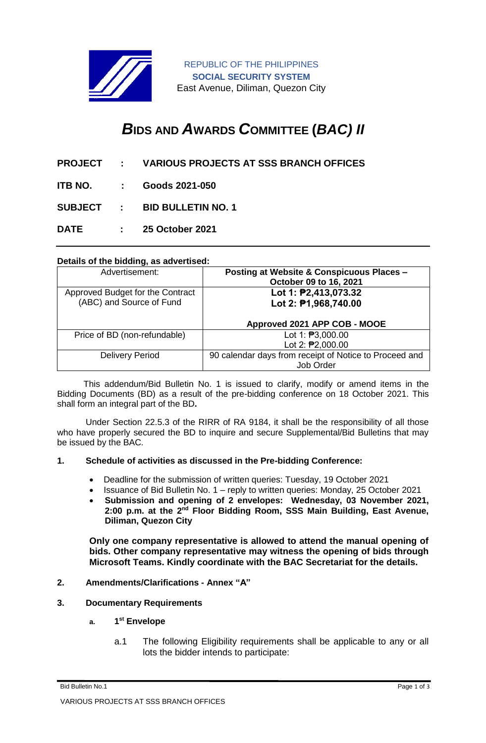REPUBLIC OF THE PHILIPPINES
**SOCIAL SECURITY SYSTEM**
East Avenue, Diliman, Quezon City

# ***B*IDS AND *A*WARDS *C*OMMITTEE (*BAC) II***

**PROJECT : VARIOUS PROJECTS AT SSS BRANCH OFFICES**

**ITB NO. : Goods 2021-050**

**SUBJECT : BID BULLETIN NO. 1**

**DATE : 25 October 2021**

---

**Details of the bidding, as advertised:**

| Advertisement: | **Posting at Website & Conspicuous Places – October 09 to 16, 2021** |
|---|---|
| Approved Budget for the Contract (ABC) and Source of Fund | **Lot 1: ₱2,413,073.32**<br>**Lot 2: ₱1,968,740.00**<br><br>**Approved 2021 APP COB - MOOE** |
| Price of BD (non-refundable) | Lot 1: ₱3,000.00<br>Lot 2: ₱2,000.00 |
| Delivery Period | 90 calendar days from receipt of Notice to Proceed and Job Order |

This addendum/Bid Bulletin No. 1 is issued to clarify, modify or amend items in the Bidding Documents (BD) as a result of the pre-bidding conference on 18 October 2021. This shall form an integral part of the BD**.**

Under Section 22.5.3 of the RIRR of RA 9184, it shall be the responsibility of all those who have properly secured the BD to inquire and secure Supplemental/Bid Bulletins that may be issued by the BAC.

**1. Schedule of activities as discussed in the Pre-bidding Conference:**

- Deadline for the submission of written queries: Tuesday, 19 October 2021
- Issuance of Bid Bulletin No. 1 – reply to written queries: Monday, 25 October 2021
- **Submission and opening of 2 envelopes: Wednesday, 03 November 2021, 2:00 p.m. at the 2nd Floor Bidding Room, SSS Main Building, East Avenue, Diliman, Quezon City**

**Only one company representative is allowed to attend the manual opening of bids. Other company representative may witness the opening of bids through Microsoft Teams. Kindly coordinate with the BAC Secretariat for the details.**

**2. Amendments/Clarifications - Annex "A"**

**3. Documentary Requirements**

**a. 1st Envelope**

a.1 The following Eligibility requirements shall be applicable to any or all lots the bidder intends to participate: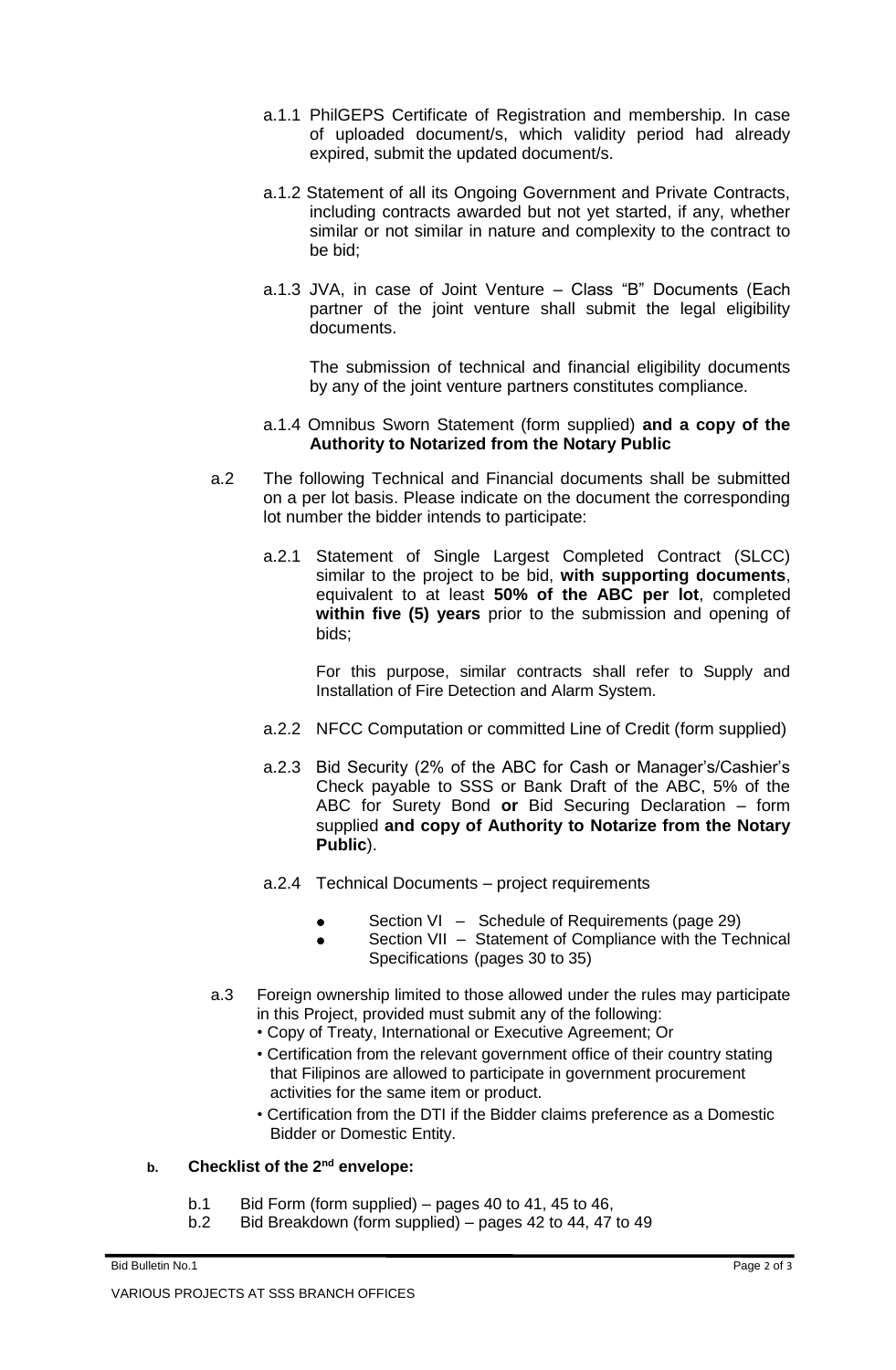a.1.1 PhilGEPS Certificate of Registration and membership. In case of uploaded document/s, which validity period had already expired, submit the updated document/s.

a.1.2 Statement of all its Ongoing Government and Private Contracts, including contracts awarded but not yet started, if any, whether similar or not similar in nature and complexity to the contract to be bid;

a.1.3 JVA, in case of Joint Venture – Class "B" Documents (Each partner of the joint venture shall submit the legal eligibility documents.

The submission of technical and financial eligibility documents by any of the joint venture partners constitutes compliance.

a.1.4 Omnibus Sworn Statement (form supplied) **and a copy of the Authority to Notarized from the Notary Public**

a.2 The following Technical and Financial documents shall be submitted on a per lot basis. Please indicate on the document the corresponding lot number the bidder intends to participate:

a.2.1 Statement of Single Largest Completed Contract (SLCC) similar to the project to be bid, **with supporting documents**, equivalent to at least **50% of the ABC per lot**, completed **within five (5) years** prior to the submission and opening of bids;

For this purpose, similar contracts shall refer to Supply and Installation of Fire Detection and Alarm System.

a.2.2 NFCC Computation or committed Line of Credit (form supplied)

a.2.3 Bid Security (2% of the ABC for Cash or Manager's/Cashier's Check payable to SSS or Bank Draft of the ABC, 5% of the ABC for Surety Bond **or** Bid Securing Declaration – form supplied **and copy of Authority to Notarize from the Notary Public**).

a.2.4 Technical Documents – project requirements

- Section VI – Schedule of Requirements (page 29)
- Section VII – Statement of Compliance with the Technical Specifications (pages 30 to 35)

a.3 Foreign ownership limited to those allowed under the rules may participate in this Project, provided must submit any of the following:

- Copy of Treaty, International or Executive Agreement; Or
- Certification from the relevant government office of their country stating that Filipinos are allowed to participate in government procurement activities for the same item or product.
- Certification from the DTI if the Bidder claims preference as a Domestic Bidder or Domestic Entity.

**b. Checklist of the 2nd envelope:**

b.1 Bid Form (form supplied) – pages 40 to 41, 45 to 46,

b.2 Bid Breakdown (form supplied) – pages 42 to 44, 47 to 49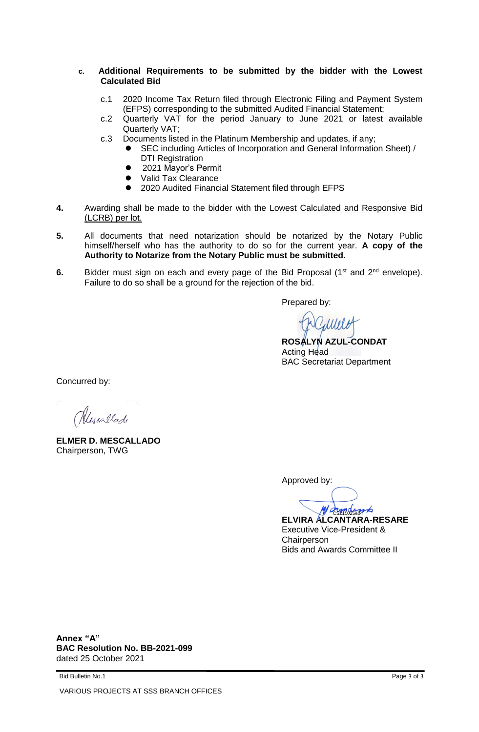c. **Additional Requirements to be submitted by the bidder with the Lowest Calculated Bid**

   c.1 2020 Income Tax Return filed through Electronic Filing and Payment System (EFPS) corresponding to the submitted Audited Financial Statement;
   
   c.2 Quarterly VAT for the period January to June 2021 or latest available Quarterly VAT;
   
   c.3 Documents listed in the Platinum Membership and updates, if any;
   - SEC including Articles of Incorporation and General Information Sheet) / DTI Registration
   - 2021 Mayor's Permit
   - Valid Tax Clearance
   - 2020 Audited Financial Statement filed through EFPS

**4.** Awarding shall be made to the bidder with the Lowest Calculated and Responsive Bid (LCRB) per lot.

**5.** All documents that need notarization should be notarized by the Notary Public himself/herself who has the authority to do so for the current year. **A copy of the Authority to Notarize from the Notary Public must be submitted.**

**6.** Bidder must sign on each and every page of the Bid Proposal (1st and 2nd envelope). Failure to do so shall be a ground for the rejection of the bid.

Prepared by:

**ROSALYN AZUL-CONDAT**
Acting Head
BAC Secretariat Department

Concurred by:

**ELMER D. MESCALLADO**
Chairperson, TWG

Approved by:

**ELVIRA ALCANTARA-RESARE**
Executive Vice-President &
Chairperson
Bids and Awards Committee II

**Annex "A"**
**BAC Resolution No. BB-2021-099**
dated 25 October 2021

Bid Bulletin No.1

VARIOUS PROJECTS AT SSS BRANCH OFFICES